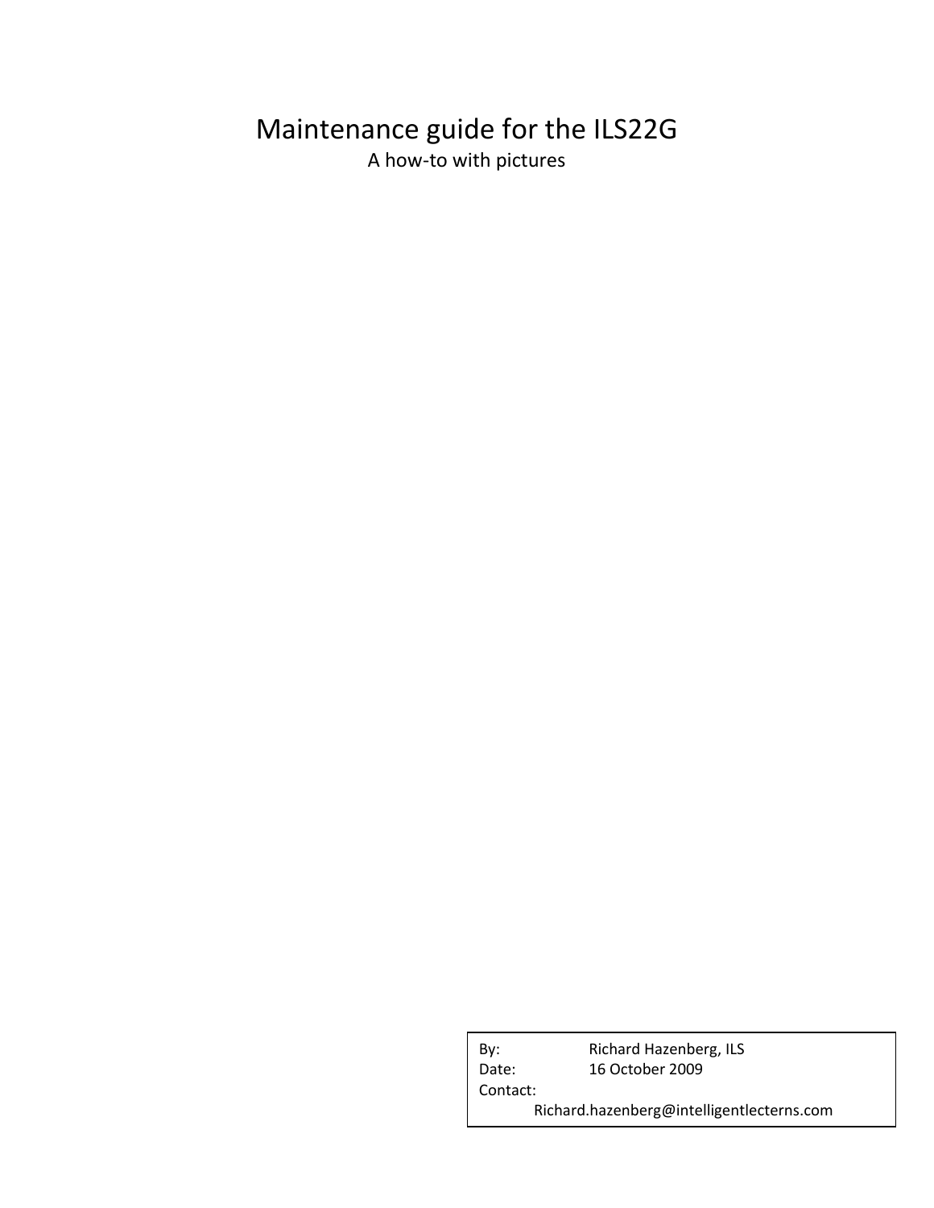# Maintenance guide for the ILS22G

A how-to with pictures

| | |
|---|---|
| By: | Richard Hazenberg, ILS |
| Date: | 16 October 2009 |
| Contact: | |
| | Richard.hazenberg@intelligentlecterns.com |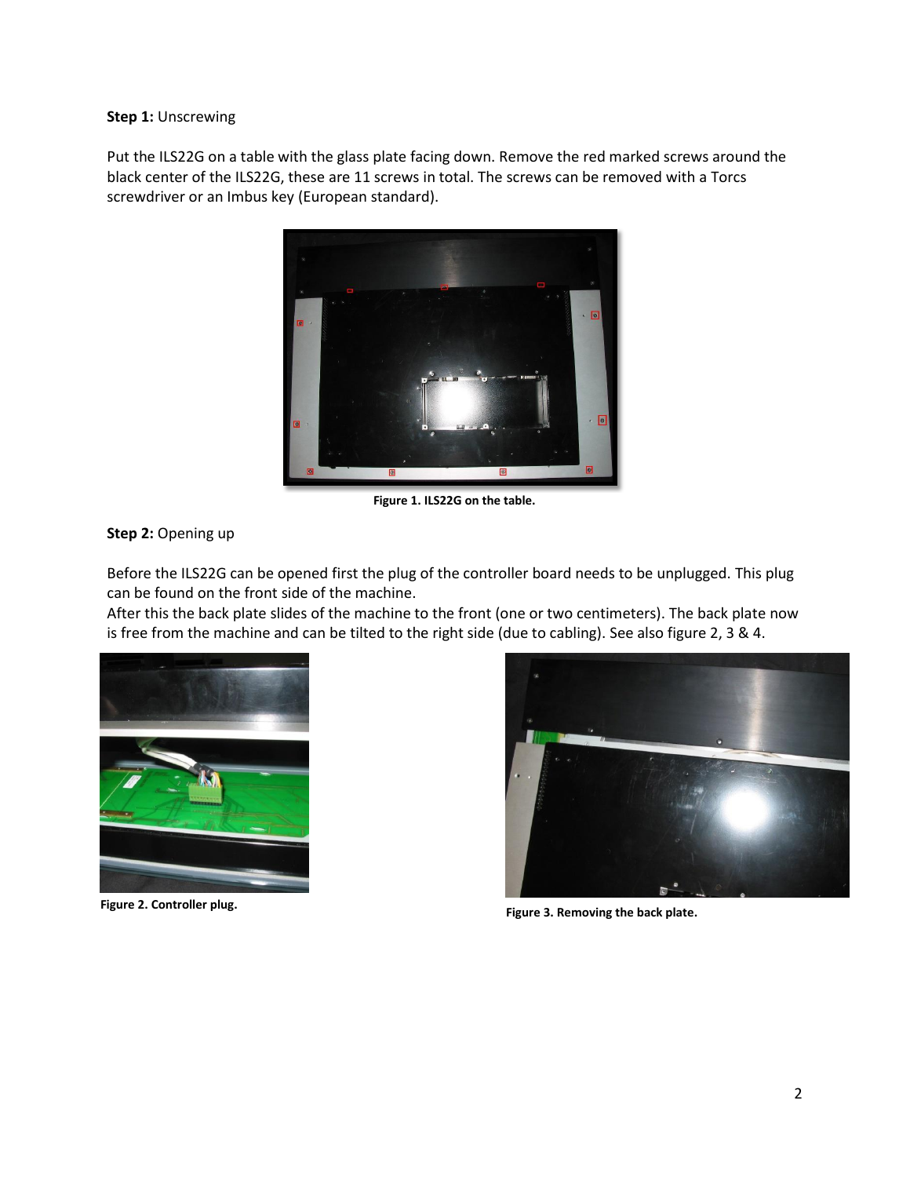**Step 1:** Unscrewing

Put the ILS22G on a table with the glass plate facing down. Remove the red marked screws around the black center of the ILS22G, these are 11 screws in total. The screws can be removed with a Torcs screwdriver or an Imbus key (European standard).

**Figure 1. ILS22G on the table.**

**Step 2:** Opening up

Before the ILS22G can be opened first the plug of the controller board needs to be unplugged. This plug can be found on the front side of the machine.
After this the back plate slides of the machine to the front (one or two centimeters). The back plate now is free from the machine and can be tilted to the right side (due to cabling). See also figure 2, 3 & 4.

**Figure 2. Controller plug.**

**Figure 3. Removing the back plate.**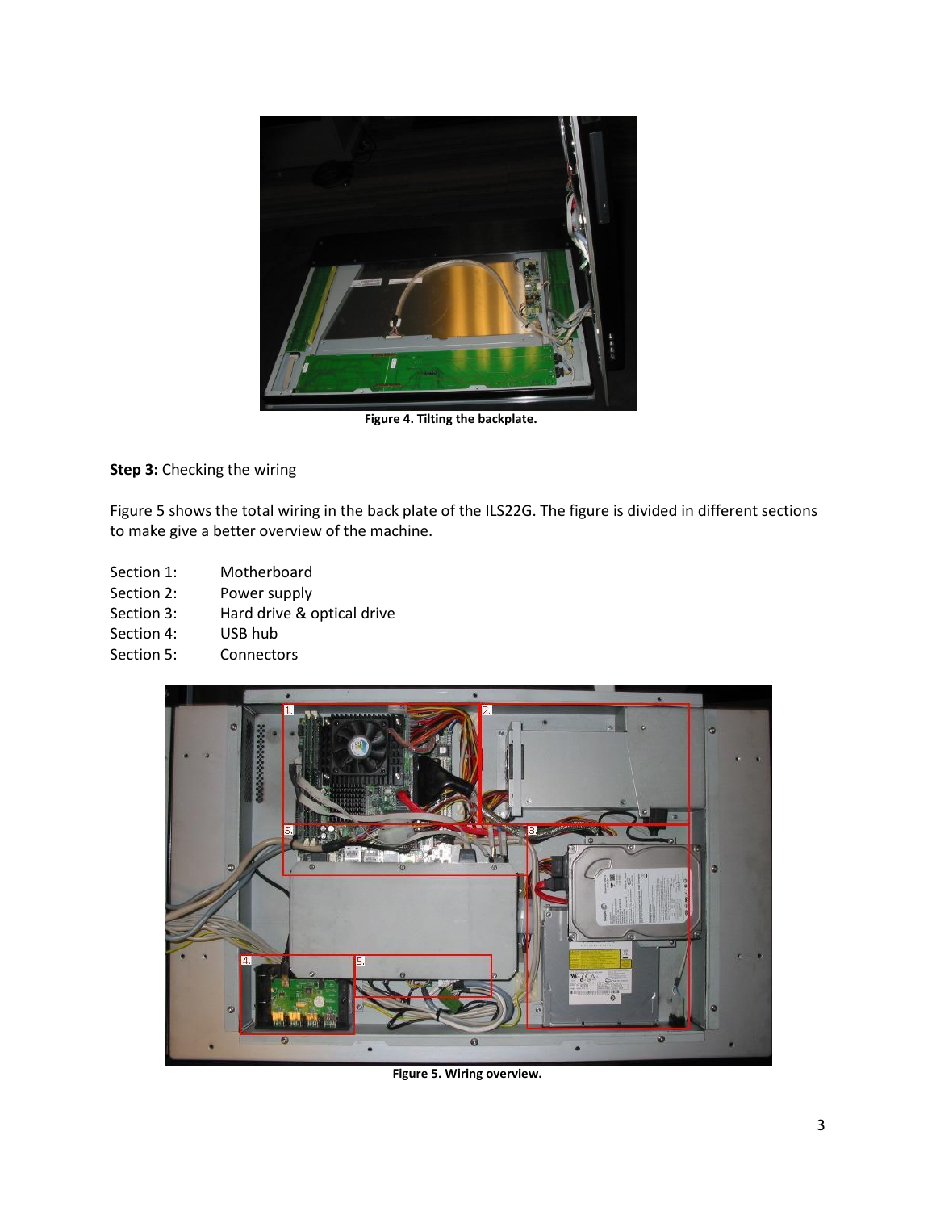Figure 4. Tilting the backplate.

**Step 3:** Checking the wiring

Figure 5 shows the total wiring in the back plate of the ILS22G. The figure is divided in different sections to make give a better overview of the machine.

Section 1: Motherboard
Section 2: Power supply
Section 3: Hard drive & optical drive
Section 4: USB hub
Section 5: Connectors

Figure 5. Wiring overview.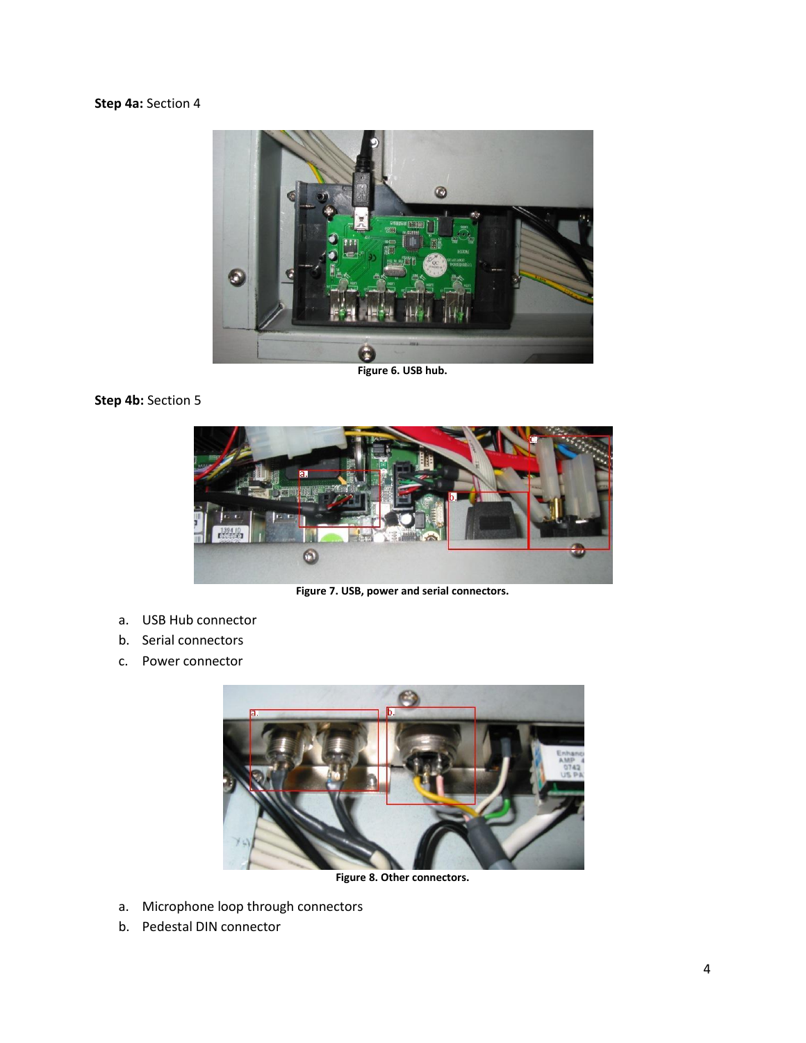**Step 4a:** Section 4

Figure 6. USB hub.

**Step 4b:** Section 5

Figure 7. USB, power and serial connectors.

a. USB Hub connector
b. Serial connectors
c. Power connector

Figure 8. Other connectors.

a. Microphone loop through connectors
b. Pedestal DIN connector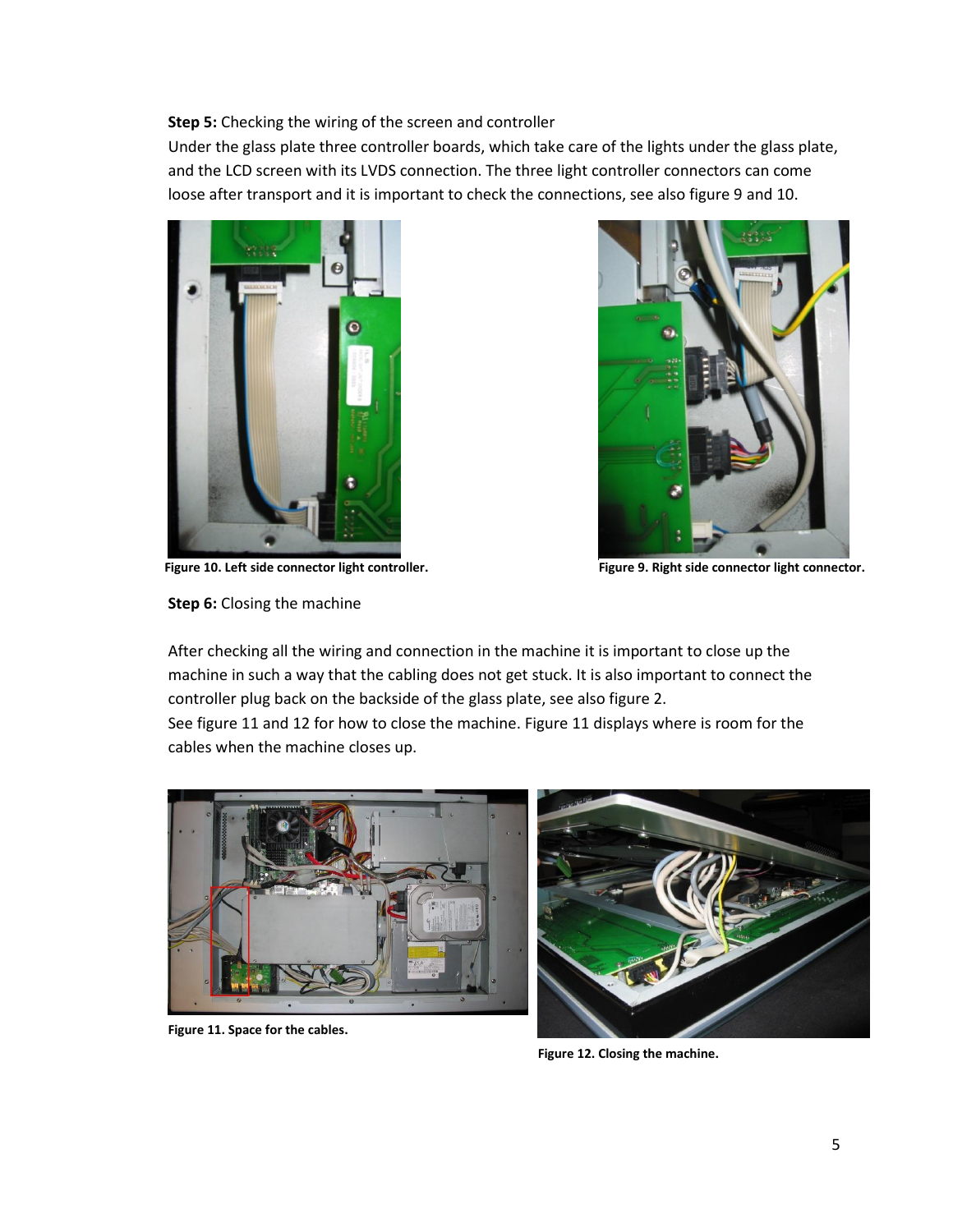**Step 5:** Checking the wiring of the screen and controller

Under the glass plate three controller boards, which take care of the lights under the glass plate, and the LCD screen with its LVDS connection. The three light controller connectors can come loose after transport and it is important to check the connections, see also figure 9 and 10.

**Figure 10. Left side connector light controller.**

**Figure 9. Right side connector light connector.**

**Step 6:** Closing the machine

After checking all the wiring and connection in the machine it is important to close up the machine in such a way that the cabling does not get stuck. It is also important to connect the controller plug back on the backside of the glass plate, see also figure 2.

See figure 11 and 12 for how to close the machine. Figure 11 displays where is room for the cables when the machine closes up.

**Figure 11. Space for the cables.**

**Figure 12. Closing the machine.**